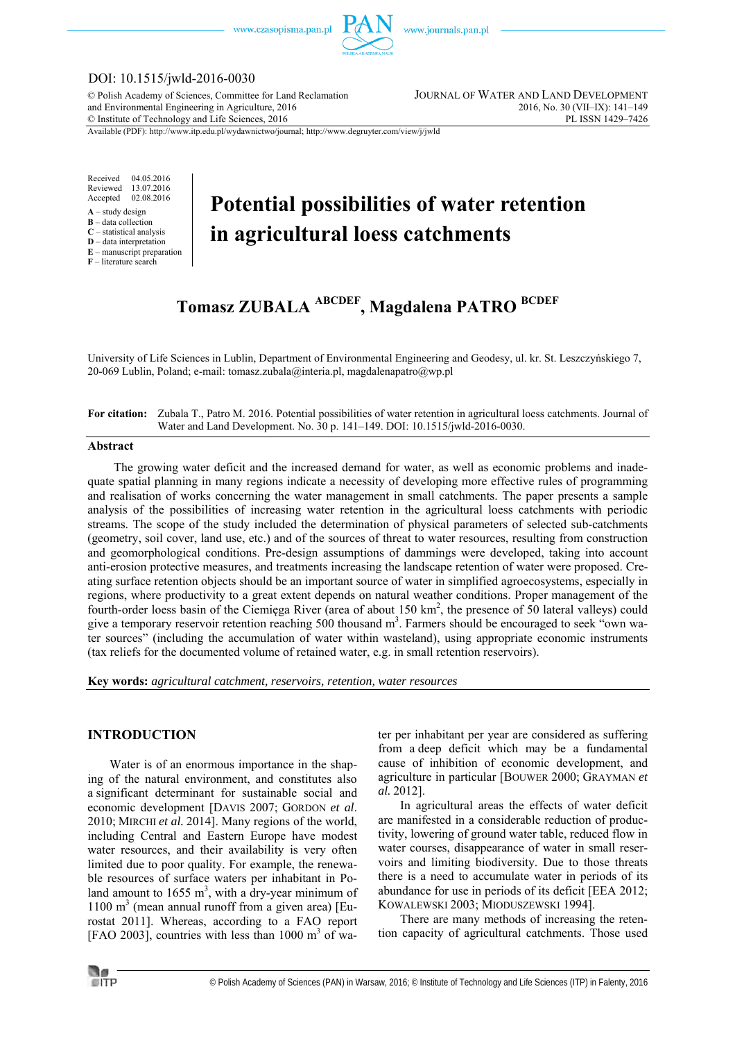DOI: 10.1515/jwld-2016-0030

© Polish Academy of Sciences, Committee for Land Reclamation and Environmental Engineering in Agriculture, 2016
© Institute of Technology and Life Sciences, 2016

JOURNAL OF WATER AND LAND DEVELOPMENT
2016, No. 30 (VII–IX): 141–149
PL ISSN 1429–7426

Available (PDF): http://www.itp.edu.pl/wydawnictwo/journal; http://www.degruyter.com/view/j/jwld

Received 04.05.2016
Reviewed 13.07.2016
Accepted 02.08.2016

**A** – study design
**B** – data collection
**C** – statistical analysis
**D** – data interpretation
**E** – manuscript preparation
**F** – literature search

# Potential possibilities of water retention in agricultural loess catchments

## Tomasz ZUBALA [ABCDEF], Magdalena PATRO [BCDEF]

University of Life Sciences in Lublin, Department of Environmental Engineering and Geodesy, ul. kr. St. Leszczyńskiego 7, 20-069 Lublin, Poland; e-mail: tomasz.zubala@interia.pl, magdalenapatro@wp.pl

**For citation:** Zubala T., Patro M. 2016. Potential possibilities of water retention in agricultural loess catchments. Journal of Water and Land Development. No. 30 p. 141–149. DOI: 10.1515/jwld-2016-0030.

### Abstract

The growing water deficit and the increased demand for water, as well as economic problems and inadequate spatial planning in many regions indicate a necessity of developing more effective rules of programming and realisation of works concerning the water management in small catchments. The paper presents a sample analysis of the possibilities of increasing water retention in the agricultural loess catchments with periodic streams. The scope of the study included the determination of physical parameters of selected sub-catchments (geometry, soil cover, land use, etc.) and of the sources of threat to water resources, resulting from construction and geomorphological conditions. Pre-design assumptions of dammings were developed, taking into account anti-erosion protective measures, and treatments increasing the landscape retention of water were proposed. Creating surface retention objects should be an important source of water in simplified agroecosystems, especially in regions, where productivity to a great extent depends on natural weather conditions. Proper management of the fourth-order loess basin of the Ciemięga River (area of about 150 km$^2$, the presence of 50 lateral valleys) could give a temporary reservoir retention reaching 500 thousand m$^3$. Farmers should be encouraged to seek "own water sources" (including the accumulation of water within wasteland), using appropriate economic instruments (tax reliefs for the documented volume of retained water, e.g. in small retention reservoirs).

**Key words:** *agricultural catchment, reservoirs, retention, water resources*

## INTRODUCTION

Water is of an enormous importance in the shaping of the natural environment, and constitutes also a significant determinant for sustainable social and economic development [DAVIS 2007; GORDON *et al*. 2010; MIRCHI *et al.* 2014]. Many regions of the world, including Central and Eastern Europe have modest water resources, and their availability is very often limited due to poor quality. For example, the renewable resources of surface waters per inhabitant in Poland amount to 1655 m$^3$, with a dry-year minimum of 1100 m$^3$ (mean annual runoff from a given area) [Eurostat 2011]. Whereas, according to a FAO report [FAO 2003], countries with less than 1000 m$^3$ of water per inhabitant per year are considered as suffering from a deep deficit which may be a fundamental cause of inhibition of economic development, and agriculture in particular [BOUWER 2000; GRAYMAN *et al.* 2012].

In agricultural areas the effects of water deficit are manifested in a considerable reduction of productivity, lowering of ground water table, reduced flow in water courses, disappearance of water in small reservoirs and limiting biodiversity. Due to those threats there is a need to accumulate water in periods of its abundance for use in periods of its deficit [EEA 2012; KOWALEWSKI 2003; MIODUSZEWSKI 1994].

There are many methods of increasing the retention capacity of agricultural catchments. Those used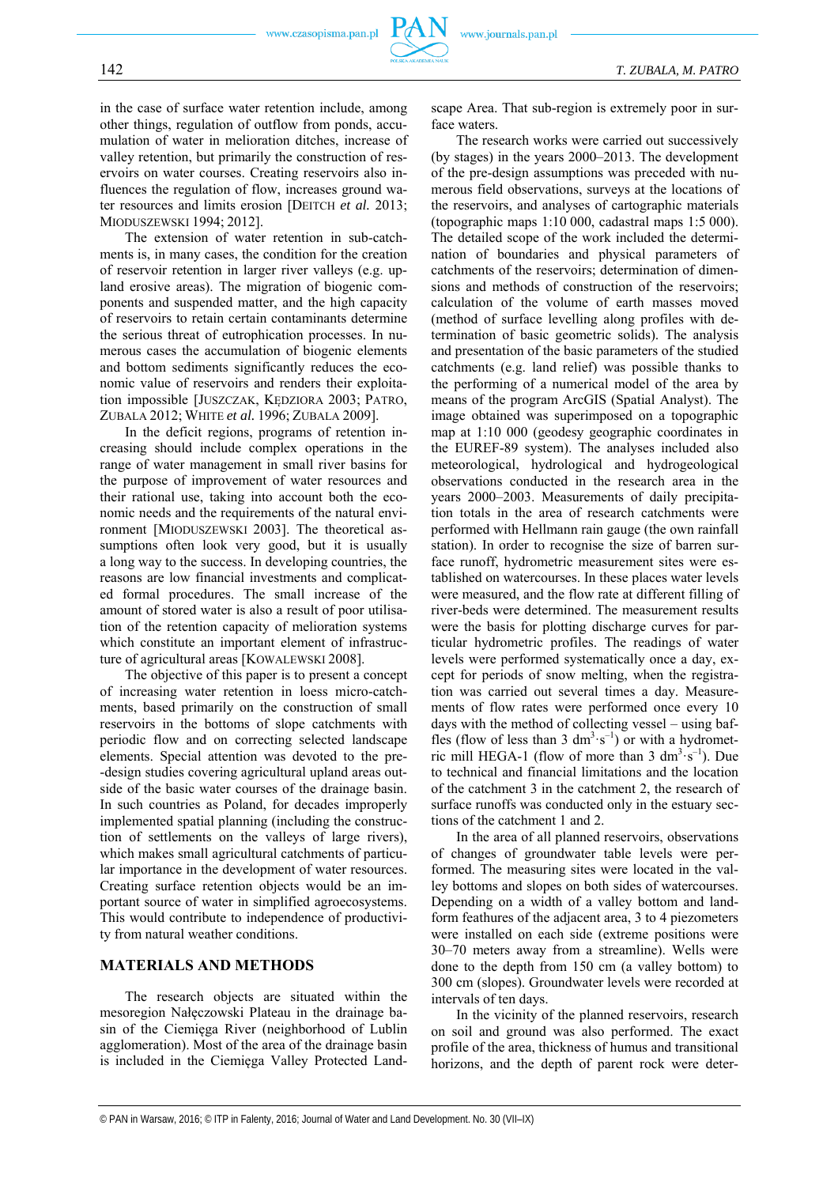in the case of surface water retention include, among other things, regulation of outflow from ponds, accumulation of water in melioration ditches, increase of valley retention, but primarily the construction of reservoirs on water courses. Creating reservoirs also influences the regulation of flow, increases ground water resources and limits erosion [DEITCH *et al.* 2013; MIODUSZEWSKI 1994; 2012].

The extension of water retention in sub-catchments is, in many cases, the condition for the creation of reservoir retention in larger river valleys (e.g. upland erosive areas). The migration of biogenic components and suspended matter, and the high capacity of reservoirs to retain certain contaminants determine the serious threat of eutrophication processes. In numerous cases the accumulation of biogenic elements and bottom sediments significantly reduces the economic value of reservoirs and renders their exploitation impossible [JUSZCZAK, KĘDZIORA 2003; PATRO, ZUBALA 2012; WHITE *et al.* 1996; ZUBALA 2009].

In the deficit regions, programs of retention increasing should include complex operations in the range of water management in small river basins for the purpose of improvement of water resources and their rational use, taking into account both the economic needs and the requirements of the natural environment [MIODUSZEWSKI 2003]. The theoretical assumptions often look very good, but it is usually a long way to the success. In developing countries, the reasons are low financial investments and complicated formal procedures. The small increase of the amount of stored water is also a result of poor utilisation of the retention capacity of melioration systems which constitute an important element of infrastructure of agricultural areas [KOWALEWSKI 2008].

The objective of this paper is to present a concept of increasing water retention in loess micro-catchments, based primarily on the construction of small reservoirs in the bottoms of slope catchments with periodic flow and on correcting selected landscape elements. Special attention was devoted to the pre-design studies covering agricultural upland areas outside of the basic water courses of the drainage basin. In such countries as Poland, for decades improperly implemented spatial planning (including the construction of settlements on the valleys of large rivers), which makes small agricultural catchments of particular importance in the development of water resources. Creating surface retention objects would be an important source of water in simplified agroecosystems. This would contribute to independence of productivity from natural weather conditions.

## MATERIALS AND METHODS

The research objects are situated within the mesoregion Nałęczowski Plateau in the drainage basin of the Ciemięga River (neighborhood of Lublin agglomeration). Most of the area of the drainage basin is included in the Ciemięga Valley Protected Landscape Area. That sub-region is extremely poor in surface waters.

The research works were carried out successively (by stages) in the years 2000–2013. The development of the pre-design assumptions was preceded with numerous field observations, surveys at the locations of the reservoirs, and analyses of cartographic materials (topographic maps 1:10 000, cadastral maps 1:5 000). The detailed scope of the work included the determination of boundaries and physical parameters of catchments of the reservoirs; determination of dimensions and methods of construction of the reservoirs; calculation of the volume of earth masses moved (method of surface levelling along profiles with determination of basic geometric solids). The analysis and presentation of the basic parameters of the studied catchments (e.g. land relief) was possible thanks to the performing of a numerical model of the area by means of the program ArcGIS (Spatial Analyst). The image obtained was superimposed on a topographic map at 1:10 000 (geodesy geographic coordinates in the EUREF-89 system). The analyses included also meteorological, hydrological and hydrogeological observations conducted in the research area in the years 2000–2003. Measurements of daily precipitation totals in the area of research catchments were performed with Hellmann rain gauge (the own rainfall station). In order to recognise the size of barren surface runoff, hydrometric measurement sites were established on watercourses. In these places water levels were measured, and the flow rate at different filling of river-beds were determined. The measurement results were the basis for plotting discharge curves for particular hydrometric profiles. The readings of water levels were performed systematically once a day, except for periods of snow melting, when the registration was carried out several times a day. Measurements of flow rates were performed once every 10 days with the method of collecting vessel – using baffles (flow of less than 3 $dm^3 \cdot s^{-1}$) or with a hydrometric mill HEGA-1 (flow of more than 3 $dm^3 \cdot s^{-1}$). Due to technical and financial limitations and the location of the catchment 3 in the catchment 2, the research of surface runoffs was conducted only in the estuary sections of the catchment 1 and 2.

In the area of all planned reservoirs, observations of changes of groundwater table levels were performed. The measuring sites were located in the valley bottoms and slopes on both sides of watercourses. Depending on a width of a valley bottom and landform feathures of the adjacent area, 3 to 4 piezometers were installed on each side (extreme positions were 30–70 meters away from a streamline). Wells were done to the depth from 150 cm (a valley bottom) to 300 cm (slopes). Groundwater levels were recorded at intervals of ten days.

In the vicinity of the planned reservoirs, research on soil and ground was also performed. The exact profile of the area, thickness of humus and transitional horizons, and the depth of parent rock were deter-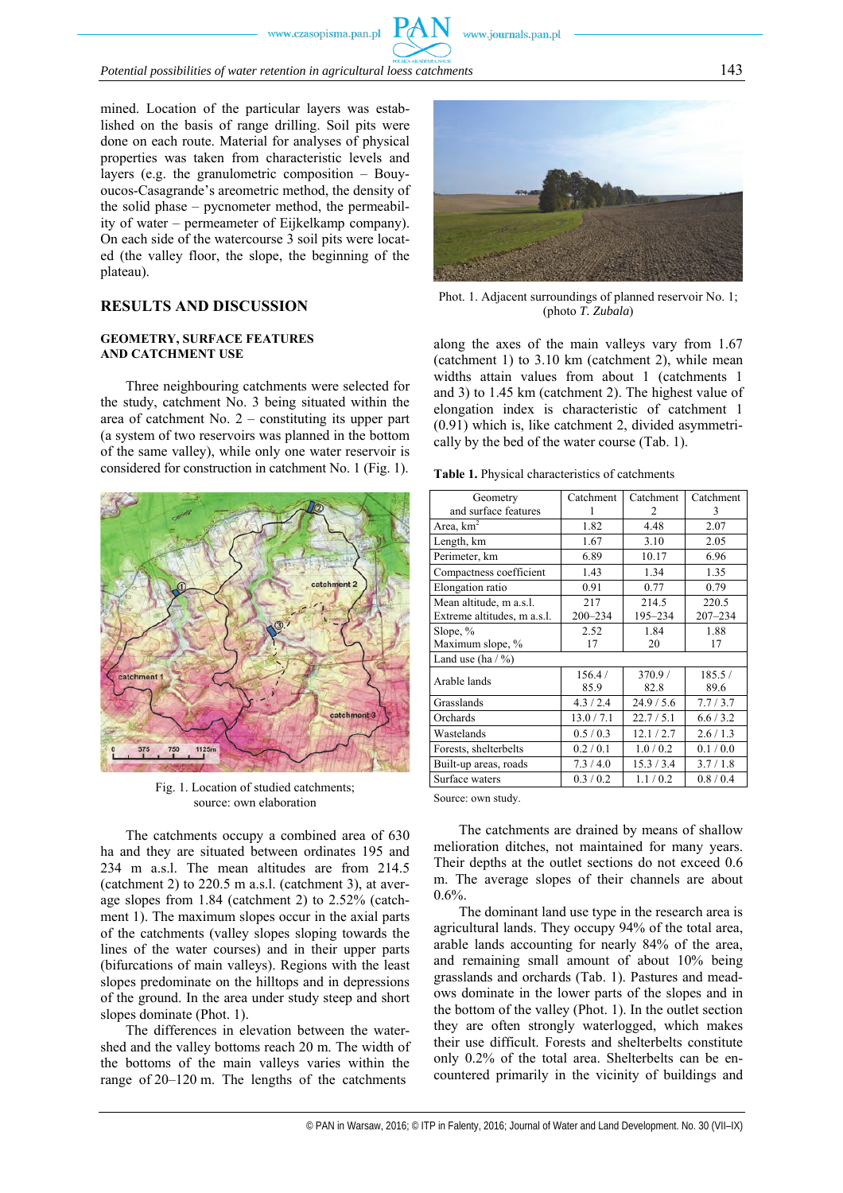mined. Location of the particular layers was established on the basis of range drilling. Soil pits were done on each route. Material for analyses of physical properties was taken from characteristic levels and layers (e.g. the granulometric composition – Bouyoucos-Casagrande's areometric method, the density of the solid phase – pycnometer method, the permeability of water – permeameter of Eijkelkamp company). On each side of the watercourse 3 soil pits were located (the valley floor, the slope, the beginning of the plateau).

## RESULTS AND DISCUSSION

### GEOMETRY, SURFACE FEATURES AND CATCHMENT USE

Three neighbouring catchments were selected for the study, catchment No. 3 being situated within the area of catchment No. 2 – constituting its upper part (a system of two reservoirs was planned in the bottom of the same valley), while only one water reservoir is considered for construction in catchment No. 1 (Fig. 1).

Fig. 1. Location of studied catchments; source: own elaboration

The catchments occupy a combined area of 630 ha and they are situated between ordinates 195 and 234 m a.s.l. The mean altitudes are from 214.5 (catchment 2) to 220.5 m a.s.l. (catchment 3), at average slopes from 1.84 (catchment 2) to 2.52% (catchment 1). The maximum slopes occur in the axial parts of the catchments (valley slopes sloping towards the lines of the water courses) and in their upper parts (bifurcations of main valleys). Regions with the least slopes predominate on the hilltops and in depressions of the ground. In the area under study steep and short slopes dominate (Phot. 1).

The differences in elevation between the watershed and the valley bottoms reach 20 m. The width of the bottoms of the main valleys varies within the range of 20–120 m. The lengths of the catchments along the axes of the main valleys vary from 1.67 (catchment 1) to 3.10 km (catchment 2), while mean widths attain values from about 1 (catchments 1 and 3) to 1.45 km (catchment 2). The highest value of elongation index is characteristic of catchment 1 (0.91) which is, like catchment 2, divided asymmetrically by the bed of the water course (Tab. 1).

Phot. 1. Adjacent surroundings of planned reservoir No. 1; (photo *T. Zubala*)

**Table 1.** Physical characteristics of catchments

| Geometry and surface features | Catchment 1 | Catchment 2 | Catchment 3 |
|---|---|---|---|
| Area, km$^2$ | 1.82 | 4.48 | 2.07 |
| Length, km | 1.67 | 3.10 | 2.05 |
| Perimeter, km | 6.89 | 10.17 | 6.96 |
| Compactness coefficient | 1.43 | 1.34 | 1.35 |
| Elongation ratio | 0.91 | 0.77 | 0.79 |
| Mean altitude, m a.s.l. | 217 | 214.5 | 220.5 |
| Extreme altitudes, m a.s.l. | 200–234 | 195–234 | 207–234 |
| Slope, % | 2.52 | 1.84 | 1.88 |
| Maximum slope, % | 17 | 20 | 17 |
| Land use (ha / %) | | | |
| Arable lands | 156.4 / 85.9 | 370.9 / 82.8 | 185.5 / 89.6 |
| Grasslands | 4.3 / 2.4 | 24.9 / 5.6 | 7.7 / 3.7 |
| Orchards | 13.0 / 7.1 | 22.7 / 5.1 | 6.6 / 3.2 |
| Wastelands | 0.5 / 0.3 | 12.1 / 2.7 | 2.6 / 1.3 |
| Forests, shelterbelts | 0.2 / 0.1 | 1.0 / 0.2 | 0.1 / 0.0 |
| Built-up areas, roads | 7.3 / 4.0 | 15.3 / 3.4 | 3.7 / 1.8 |
| Surface waters | 0.3 / 0.2 | 1.1 / 0.2 | 0.8 / 0.4 |

Source: own study.

The catchments are drained by means of shallow melioration ditches, not maintained for many years. Their depths at the outlet sections do not exceed 0.6 m. The average slopes of their channels are about 0.6%.

The dominant land use type in the research area is agricultural lands. They occupy 94% of the total area, arable lands accounting for nearly 84% of the area, and remaining small amount of about 10% being grasslands and orchards (Tab. 1). Pastures and meadows dominate in the lower parts of the slopes and in the bottom of the valley (Phot. 1). In the outlet section they are often strongly waterlogged, which makes their use difficult. Forests and shelterbelts constitute only 0.2% of the total area. Shelterbelts can be encountered primarily in the vicinity of buildings and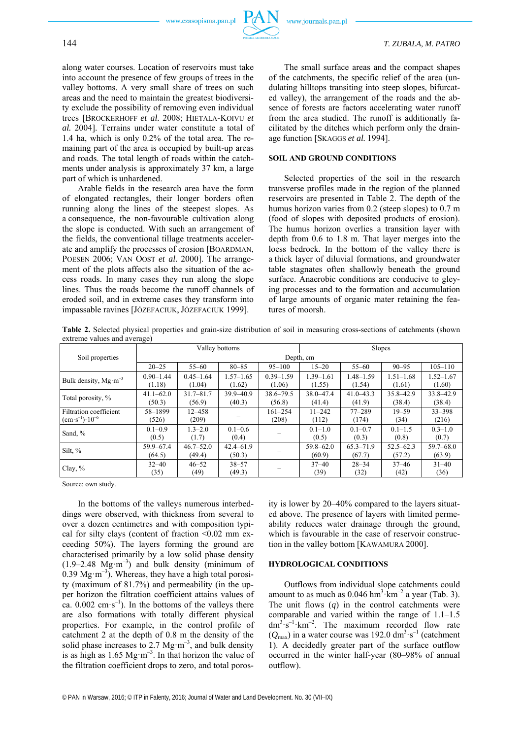along water courses. Location of reservoirs must take into account the presence of few groups of trees in the valley bottoms. A very small share of trees on such areas and the need to maintain the greatest biodiversity exclude the possibility of removing even individual trees [BROCKERHOFF *et al.* 2008; HIETALA-KOIVU *et al.* 2004]. Terrains under water constitute a total of 1.4 ha, which is only 0.2% of the total area. The remaining part of the area is occupied by built-up areas and roads. The total length of roads within the catchments under analysis is approximately 37 km, a large part of which is unhardened.

Arable fields in the research area have the form of elongated rectangles, their longer borders often running along the lines of the steepest slopes. As a consequence, the non-favourable cultivation along the slope is conducted. With such an arrangement of the fields, the conventional tillage treatments accelerate and amplify the processes of erosion [BOARDMAN, POESEN 2006; VAN OOST *et al.* 2000]. The arrangement of the plots affects also the situation of the access roads. In many cases they run along the slope lines. Thus the roads become the runoff channels of eroded soil, and in extreme cases they transform into impassable ravines [JÓZEFACIUK, JÓZEFACIUK 1999].

The small surface areas and the compact shapes of the catchments, the specific relief of the area (undulating hilltops transiting into steep slopes, bifurcated valley), the arrangement of the roads and the absence of forests are factors accelerating water runoff from the area studied. The runoff is additionally facilitated by the ditches which perform only the drainage function [SKAGGS *et al.* 1994].

## SOIL AND GROUND CONDITIONS

Selected properties of the soil in the research transverse profiles made in the region of the planned reservoirs are presented in Table 2. The depth of the humus horizon varies from 0.2 (steep slopes) to 0.7 m (food of slopes with deposited products of erosion). The humus horizon overlies a transition layer with depth from 0.6 to 1.8 m. That layer merges into the loess bedrock. In the bottom of the valley there is a thick layer of diluvial formations, and groundwater table stagnates often shallowly beneath the ground surface. Anaerobic conditions are conducive to gleying processes and to the formation and accumulation of large amounts of organic mater retaining the features of moorsh.

**Table 2.** Selected physical properties and grain-size distribution of soil in measuring cross-sections of catchments (shown extreme values and average)

| Soil properties | Valley bottoms | | | | Slopes | | | |
|---|---|---|---|---|---|---|---|---|
| | Depth, cm | | | | | | | |
| | 20–25 | 55–60 | 80–85 | 95–100 | 15–20 | 55–60 | 90–95 | 105–110 |
| Bulk density, $Mg \cdot m^{-3}$ | 0.90–1.44 (1.18) | 0.45–1.64 (1.04) | 1.57–1.65 (1.62) | 0.39–1.59 (1.06) | 1.39–1.61 (1.55) | 1.48–1.59 (1.54) | 1.51–1.68 (1.61) | 1.52–1.67 (1.60) |
| Total porosity, % | 41.1–62.0 (50.3) | 31.7–81.7 (56.9) | 39.9–40.9 (40.3) | 38.6–79.5 (56.8) | 38.0–47.4 (41.4) | 41.0–43.3 (41.9) | 35.8–42.9 (38.4) | 33.8–42.9 (38.4) |
| Filtration coefficient $(cm \cdot s^{-1}) \cdot 10^{-6}$ | 58–1899 (526) | 12–458 (209) | – | 161–254 (208) | 11–242 (112) | 77–289 (174) | 19–59 (34) | 33–398 (216) |
| Sand, % | 0.1–0.9 (0.5) | 1.3–2.0 (1.7) | 0.1–0.6 (0.4) | – | 0.1–1.0 (0.5) | 0.1–0.7 (0.3) | 0.1–1.5 (0.8) | 0.3–1.0 (0.7) |
| Silt, % | 59.9–67.4 (64.5) | 46.7–52.0 (49.4) | 42.4–61.9 (50.3) | – | 59.8–62.0 (60.9) | 65.3–71.9 (67.7) | 52.5–62.3 (57.2) | 59.7–68.0 (63.9) |
| Clay, % | 32–40 (35) | 46–52 (49) | 38–57 (49.3) | – | 37–40 (39) | 28–34 (32) | 37–46 (42) | 31–40 (36) |

Source: own study.

In the bottoms of the valleys numerous interbeddings were observed, with thickness from several to over a dozen centimetres and with composition typical for silty clays (content of fraction <0.02 mm exceeding 50%). The layers forming the ground are characterised primarily by a low solid phase density (1.9–2.48 $Mg \cdot m^{-3}$) and bulk density (minimum of 0.39 $Mg \cdot m^{-3}$). Whereas, they have a high total porosity (maximum of 81.7%) and permeability (in the upper horizon the filtration coefficient attains values of ca. 0.002 $cm \cdot s^{-1}$). In the bottoms of the valleys there are also formations with totally different physical properties. For example, in the control profile of catchment 2 at the depth of 0.8 m the density of the solid phase increases to 2.7 $Mg \cdot m^{-3}$, and bulk density is as high as 1.65 $Mg \cdot m^{-3}$. In that horizon the value of the filtration coefficient drops to zero, and total porosity is lower by 20–40% compared to the layers situated above. The presence of layers with limited permeability reduces water drainage through the ground, which is favourable in the case of reservoir construction in the valley bottom [KAWAMURA 2000].

## HYDROLOGICAL CONDITIONS

Outflows from individual slope catchments could amount to as much as 0.046 $hm^3 \cdot km^{-2}$ a year (Tab. 3). The unit flows ($q$) in the control catchments were comparable and varied within the range of 1.1–1.5 $dm^3 \cdot s^{-1} \cdot km^{-2}$. The maximum recorded flow rate ($Q_{max}$) in a water course was 192.0 $dm^3 \cdot s^{-1}$ (catchment 1). A decidedly greater part of the surface outflow occurred in the winter half-year (80–98% of annual outflow).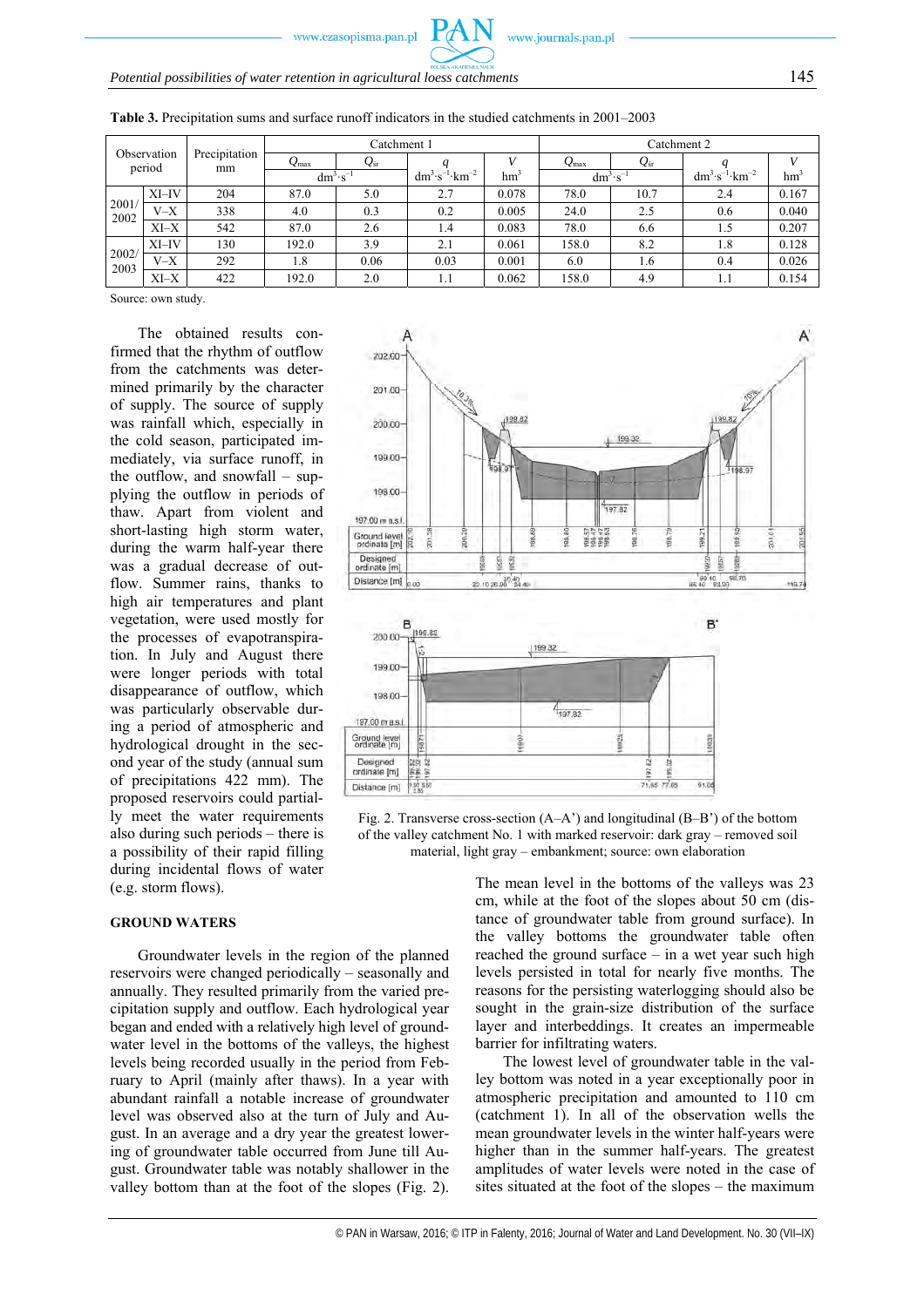**Table 3.** Precipitation sums and surface runoff indicators in the studied catchments in 2001–2003

| Observation period | | Precipitation mm | Catchment 1 | | | | Catchment 2 | | | |
|---|---|---|---|---|---|---|---|---|---|---|
| | | | $Q_{max}$ | $Q_{śr}$ | $q$ | $V$ | $Q_{max}$ | $Q_{śr}$ | $q$ | $V$ |
| | | | $dm^3 \cdot s^{-1}$ | | $dm^3 \cdot s^{-1} \cdot km^{-2}$ | $hm^3$ | $dm^3 \cdot s^{-1}$ | | $dm^3 \cdot s^{-1} \cdot km^{-2}$ | $hm^3$ |
| 2001/2002 | XI–IV | 204 | 87.0 | 5.0 | 2.7 | 0.078 | 78.0 | 10.7 | 2.4 | 0.167 |
| | V–X | 338 | 4.0 | 0.3 | 0.2 | 0.005 | 24.0 | 2.5 | 0.6 | 0.040 |
| | XI–X | 542 | 87.0 | 2.6 | 1.4 | 0.083 | 78.0 | 6.6 | 1.5 | 0.207 |
| 2002/2003 | XI–IV | 130 | 192.0 | 3.9 | 2.1 | 0.061 | 158.0 | 8.2 | 1.8 | 0.128 |
| | V–X | 292 | 1.8 | 0.06 | 0.03 | 0.001 | 6.0 | 1.6 | 0.4 | 0.026 |
| | XI–X | 422 | 192.0 | 2.0 | 1.1 | 0.062 | 158.0 | 4.9 | 1.1 | 0.154 |

Source: own study.

The obtained results confirmed that the rhythm of outflow from the catchments was determined primarily by the character of supply. The source of supply was rainfall which, especially in the cold season, participated immediately, via surface runoff, in the outflow, and snowfall – supplying the outflow in periods of thaw. Apart from violent and short-lasting high storm water, during the warm half-year there was a gradual decrease of outflow. Summer rains, thanks to high air temperatures and plant vegetation, were used mostly for the processes of evapotranspiration. In July and August there were longer periods with total disappearance of outflow, which was particularly observable during a period of atmospheric and hydrological drought in the second year of the study (annual sum of precipitations 422 mm). The proposed reservoirs could partially meet the water requirements also during such periods – there is a possibility of their rapid filling during incidental flows of water (e.g. storm flows).

Fig. 2. Transverse cross-section (A–A') and longitudinal (B–B') of the bottom of the valley catchment No. 1 with marked reservoir: dark gray – removed soil material, light gray – embankment; source: own elaboration

## GROUND WATERS

Groundwater levels in the region of the planned reservoirs were changed periodically – seasonally and annually. They resulted primarily from the varied precipitation supply and outflow. Each hydrological year began and ended with a relatively high level of groundwater level in the bottoms of the valleys, the highest levels being recorded usually in the period from February to April (mainly after thaws). In a year with abundant rainfall a notable increase of groundwater level was observed also at the turn of July and August. In an average and a dry year the greatest lowering of groundwater table occurred from June till August. Groundwater table was notably shallower in the valley bottom than at the foot of the slopes (Fig. 2).

The mean level in the bottoms of the valleys was 23 cm, while at the foot of the slopes about 50 cm (distance of groundwater table from ground surface). In the valley bottoms the groundwater table often reached the ground surface – in a wet year such high levels persisted in total for nearly five months. The reasons for the persisting waterlogging should also be sought in the grain-size distribution of the surface layer and interbeddings. It creates an impermeable barrier for infiltrating waters.

The lowest level of groundwater table in the valley bottom was noted in a year exceptionally poor in atmospheric precipitation and amounted to 110 cm (catchment 1). In all of the observation wells the mean groundwater levels in the winter half-years were higher than in the summer half-years. The greatest amplitudes of water levels were noted in the case of sites situated at the foot of the slopes – the maximum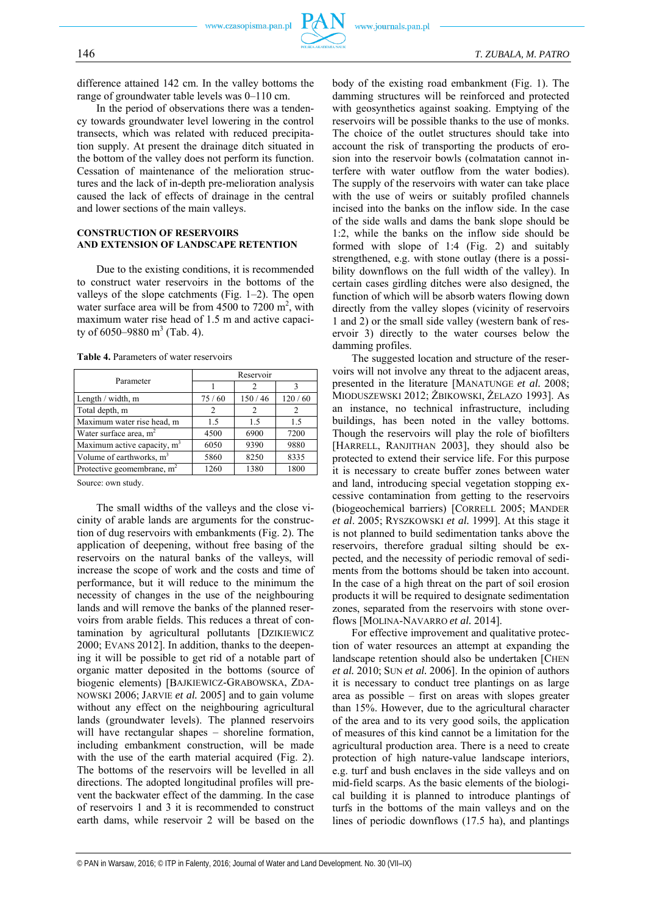difference attained 142 cm. In the valley bottoms the range of groundwater table levels was 0–110 cm.

In the period of observations there was a tendency towards groundwater level lowering in the control transects, which was related with reduced precipitation supply. At present the drainage ditch situated in the bottom of the valley does not perform its function. Cessation of maintenance of the melioration structures and the lack of in-depth pre-melioration analysis caused the lack of effects of drainage in the central and lower sections of the main valleys.

## CONSTRUCTION OF RESERVOIRS AND EXTENSION OF LANDSCAPE RETENTION

Due to the existing conditions, it is recommended to construct water reservoirs in the bottoms of the valleys of the slope catchments (Fig. 1–2). The open water surface area will be from 4500 to 7200 m$^2$, with maximum water rise head of 1.5 m and active capacity of 6050–9880 m$^3$ (Tab. 4).

**Table 4.** Parameters of water reservoirs

| Parameter | Reservoir | | |
|---|---|---|---|
| | 1 | 2 | 3 |
| Length / width, m | 75 / 60 | 150 / 46 | 120 / 60 |
| Total depth, m | 2 | 2 | 2 |
| Maximum water rise head, m | 1.5 | 1.5 | 1.5 |
| Water surface area, m$^2$ | 4500 | 6900 | 7200 |
| Maximum active capacity, m$^3$ | 6050 | 9390 | 9880 |
| Volume of earthworks, m$^3$ | 5860 | 8250 | 8335 |
| Protective geomembrane, m$^2$ | 1260 | 1380 | 1800 |

Source: own study.

The small widths of the valleys and the close vicinity of arable lands are arguments for the construction of dug reservoirs with embankments (Fig. 2). The application of deepening, without free basing of the reservoirs on the natural banks of the valleys, will increase the scope of work and the costs and time of performance, but it will reduce to the minimum the necessity of changes in the use of the neighbouring lands and will remove the banks of the planned reservoirs from arable fields. This reduces a threat of contamination by agricultural pollutants [DZIKIEWICZ 2000; EVANS 2012]. In addition, thanks to the deepening it will be possible to get rid of a notable part of organic matter deposited in the bottoms (source of biogenic elements) [BAJKIEWICZ-GRABOWSKA, ZDANOWSKI 2006; JARVIE *et al.* 2005] and to gain volume without any effect on the neighbouring agricultural lands (groundwater levels). The planned reservoirs will have rectangular shapes – shoreline formation, including embankment construction, will be made with the use of the earth material acquired (Fig. 2). The bottoms of the reservoirs will be levelled in all directions. The adopted longitudinal profiles will prevent the backwater effect of the damming. In the case of reservoirs 1 and 3 it is recommended to construct earth dams, while reservoir 2 will be based on the body of the existing road embankment (Fig. 1). The damming structures will be reinforced and protected with geosynthetics against soaking. Emptying of the reservoirs will be possible thanks to the use of monks. The choice of the outlet structures should take into account the risk of transporting the products of erosion into the reservoir bowls (colmatation cannot interfere with water outflow from the water bodies). The supply of the reservoirs with water can take place with the use of weirs or suitably profiled channels incised into the banks on the inflow side. In the case of the side walls and dams the bank slope should be 1:2, while the banks on the inflow side should be formed with slope of 1:4 (Fig. 2) and suitably strengthened, e.g. with stone outlay (there is a possibility downflows on the full width of the valley). In certain cases girdling ditches were also designed, the function of which will be absorb waters flowing down directly from the valley slopes (vicinity of reservoirs 1 and 2) or the small side valley (western bank of reservoir 3) directly to the water courses below the damming profiles.

The suggested location and structure of the reservoirs will not involve any threat to the adjacent areas, presented in the literature [MANATUNGE *et al.* 2008; MIODUSZEWSKI 2012; ŻBIKOWSKI, ŻELAZO 1993]. As an instance, no technical infrastructure, including buildings, has been noted in the valley bottoms. Though the reservoirs will play the role of biofilters [HARRELL, RANJITHAN 2003], they should also be protected to extend their service life. For this purpose it is necessary to create buffer zones between water and land, introducing special vegetation stopping excessive contamination from getting to the reservoirs (biogeochemical barriers) [CORRELL 2005; MANDER *et al.* 2005; RYSZKOWSKI *et al.* 1999]. At this stage it is not planned to build sedimentation tanks above the reservoirs, therefore gradual silting should be expected, and the necessity of periodic removal of sediments from the bottoms should be taken into account. In the case of a high threat on the part of soil erosion products it will be required to designate sedimentation zones, separated from the reservoirs with stone overflows [MOLINA-NAVARRO *et al.* 2014].

For effective improvement and qualitative protection of water resources an attempt at expanding the landscape retention should also be undertaken [CHEN *et al.* 2010; SUN *et al.* 2006]. In the opinion of authors it is necessary to conduct tree plantings on as large area as possible – first on areas with slopes greater than 15%. However, due to the agricultural character of the area and to its very good soils, the application of measures of this kind cannot be a limitation for the agricultural production area. There is a need to create protection of high nature-value landscape interiors, e.g. turf and bush enclaves in the side valleys and on mid-field scarps. As the basic elements of the biological building it is planned to introduce plantings of turfs in the bottoms of the main valleys and on the lines of periodic downflows (17.5 ha), and plantings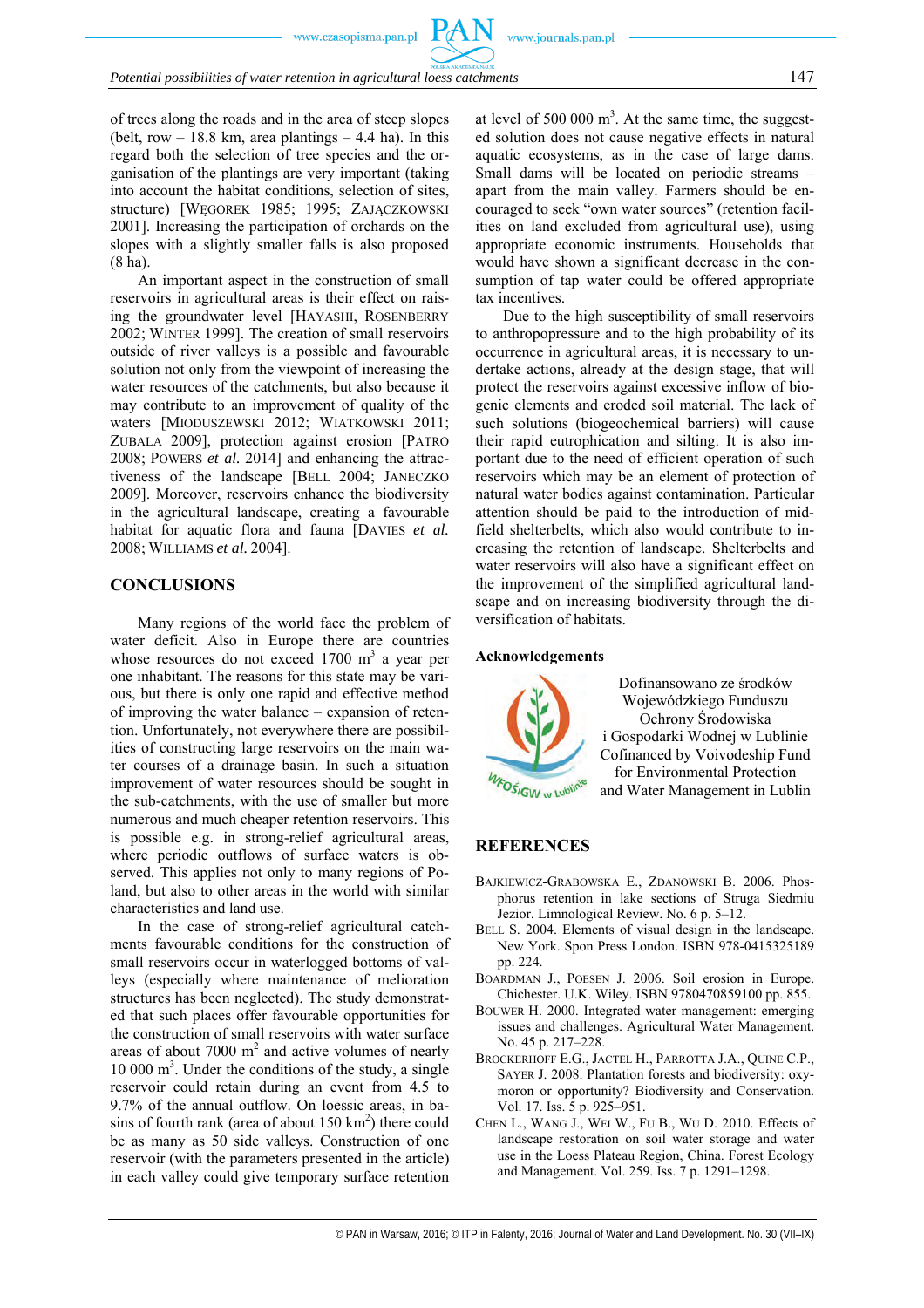of trees along the roads and in the area of steep slopes (belt, row – 18.8 km, area plantings – 4.4 ha). In this regard both the selection of tree species and the organisation of the plantings are very important (taking into account the habitat conditions, selection of sites, structure) [WĘGOREK 1985; 1995; ZAJĄCZKOWSKI 2001]. Increasing the participation of orchards on the slopes with a slightly smaller falls is also proposed (8 ha).

An important aspect in the construction of small reservoirs in agricultural areas is their effect on raising the groundwater level [HAYASHI, ROSENBERRY 2002; WINTER 1999]. The creation of small reservoirs outside of river valleys is a possible and favourable solution not only from the viewpoint of increasing the water resources of the catchments, but also because it may contribute to an improvement of quality of the waters [MIODUSZEWSKI 2012; WIATKOWSKI 2011; ZUBALA 2009], protection against erosion [PATRO 2008; POWERS *et al.* 2014] and enhancing the attractiveness of the landscape [BELL 2004; JANECZKO 2009]. Moreover, reservoirs enhance the biodiversity in the agricultural landscape, creating a favourable habitat for aquatic flora and fauna [DAVIES *et al.* 2008; WILLIAMS *et al.* 2004].

## CONCLUSIONS

Many regions of the world face the problem of water deficit. Also in Europe there are countries whose resources do not exceed 1700 $m^3$ a year per one inhabitant. The reasons for this state may be various, but there is only one rapid and effective method of improving the water balance – expansion of retention. Unfortunately, not everywhere there are possibilities of constructing large reservoirs on the main water courses of a drainage basin. In such a situation improvement of water resources should be sought in the sub-catchments, with the use of smaller but more numerous and much cheaper retention reservoirs. This is possible e.g. in strong-relief agricultural areas, where periodic outflows of surface waters is observed. This applies not only to many regions of Poland, but also to other areas in the world with similar characteristics and land use.

In the case of strong-relief agricultural catchments favourable conditions for the construction of small reservoirs occur in waterlogged bottoms of valleys (especially where maintenance of melioration structures has been neglected). The study demonstrated that such places offer favourable opportunities for the construction of small reservoirs with water surface areas of about 7000 $m^2$ and active volumes of nearly 10 000 $m^3$. Under the conditions of the study, a single reservoir could retain during an event from 4.5 to 9.7% of the annual outflow. On loessic areas, in basins of fourth rank (area of about 150 $km^2$) there could be as many as 50 side valleys. Construction of one reservoir (with the parameters presented in the article) in each valley could give temporary surface retention at level of 500 000 $m^3$. At the same time, the suggested solution does not cause negative effects in natural aquatic ecosystems, as in the case of large dams. Small dams will be located on periodic streams – apart from the main valley. Farmers should be encouraged to seek "own water sources" (retention facilities on land excluded from agricultural use), using appropriate economic instruments. Households that would have shown a significant decrease in the consumption of tap water could be offered appropriate tax incentives.

Due to the high susceptibility of small reservoirs to anthropopressure and to the high probability of its occurrence in agricultural areas, it is necessary to undertake actions, already at the design stage, that will protect the reservoirs against excessive inflow of biogenic elements and eroded soil material. The lack of such solutions (biogeochemical barriers) will cause their rapid eutrophication and silting. It is also important due to the need of efficient operation of such reservoirs which may be an element of protection of natural water bodies against contamination. Particular attention should be paid to the introduction of mid-field shelterbelts, which also would contribute to increasing the retention of landscape. Shelterbelts and water reservoirs will also have a significant effect on the improvement of the simplified agricultural landscape and on increasing biodiversity through the diversification of habitats.

### Acknowledgements

Dofinansowano ze środków Wojewódzkiego Funduszu Ochrony Środowiska i Gospodarki Wodnej w Lublinie
Cofinanced by Voivodeship Fund for Environmental Protection and Water Management in Lublin

## REFERENCES

BAJKIEWICZ-GRABOWSKA E., ZDANOWSKI B. 2006. Phosphorus retention in lake sections of Struga Siedmiu Jezior. Limnological Review. No. 6 p. 5–12.

BELL S. 2004. Elements of visual design in the landscape. New York. Spon Press London. ISBN 978-0415325189 pp. 224.

BOARDMAN J., POESEN J. 2006. Soil erosion in Europe. Chichester. U.K. Wiley. ISBN 9780470859100 pp. 855.

BOUWER H. 2000. Integrated water management: emerging issues and challenges. Agricultural Water Management. No. 45 p. 217–228.

BROCKERHOFF E.G., JACTEL H., PARROTTA J.A., QUINE C.P., SAYER J. 2008. Plantation forests and biodiversity: oxymoron or opportunity? Biodiversity and Conservation. Vol. 17. Iss. 5 p. 925–951.

CHEN L., WANG J., WEI W., FU B., WU D. 2010. Effects of landscape restoration on soil water storage and water use in the Loess Plateau Region, China. Forest Ecology and Management. Vol. 259. Iss. 7 p. 1291–1298.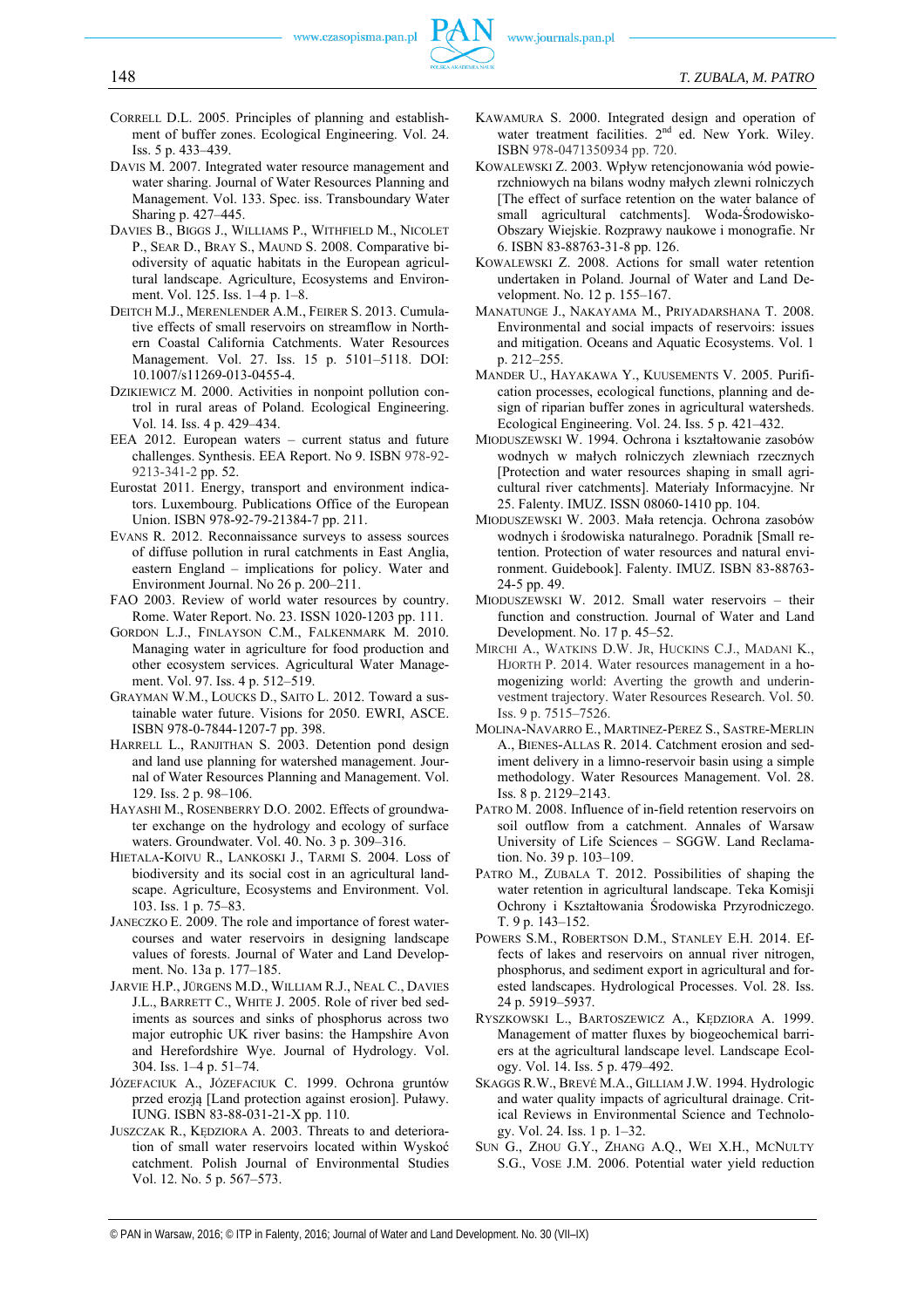CORRELL D.L. 2005. Principles of planning and establishment of buffer zones. Ecological Engineering. Vol. 24. Iss. 5 p. 433–439.

DAVIS M. 2007. Integrated water resource management and water sharing. Journal of Water Resources Planning and Management. Vol. 133. Spec. iss. Transboundary Water Sharing p. 427–445.

DAVIES B., BIGGS J., WILLIAMS P., WITHFIELD M., NICOLET P., SEAR D., BRAY S., MAUND S. 2008. Comparative biodiversity of aquatic habitats in the European agricultural landscape. Agriculture, Ecosystems and Environment. Vol. 125. Iss. 1–4 p. 1–8.

DEITCH M.J., MERENLENDER A.M., FEIRER S. 2013. Cumulative effects of small reservoirs on streamflow in Northern Coastal California Catchments. Water Resources Management. Vol. 27. Iss. 15 p. 5101–5118. DOI: 10.1007/s11269-013-0455-4.

DZIKIEWICZ M. 2000. Activities in nonpoint pollution control in rural areas of Poland. Ecological Engineering. Vol. 14. Iss. 4 p. 429–434.

EEA 2012. European waters – current status and future challenges. Synthesis. EEA Report. No 9. ISBN 978-92-9213-341-2 pp. 52.

Eurostat 2011. Energy, transport and environment indicators. Luxembourg. Publications Office of the European Union. ISBN 978-92-79-21384-7 pp. 211.

EVANS R. 2012. Reconnaissance surveys to assess sources of diffuse pollution in rural catchments in East Anglia, eastern England – implications for policy. Water and Environment Journal. No 26 p. 200–211.

FAO 2003. Review of world water resources by country. Rome. Water Report. No. 23. ISSN 1020-1203 pp. 111.

GORDON L.J., FINLAYSON C.M., FALKENMARK M. 2010. Managing water in agriculture for food production and other ecosystem services. Agricultural Water Management. Vol. 97. Iss. 4 p. 512–519.

GRAYMAN W.M., LOUCKS D., SAITO L. 2012. Toward a sustainable water future. Visions for 2050. EWRI, ASCE. ISBN 978-0-7844-1207-7 pp. 398.

HARRELL L., RANJITHAN S. 2003. Detention pond design and land use planning for watershed management. Journal of Water Resources Planning and Management. Vol. 129. Iss. 2 p. 98–106.

HAYASHI M., ROSENBERRY D.O. 2002. Effects of groundwater exchange on the hydrology and ecology of surface waters. Groundwater. Vol. 40. No. 3 p. 309–316.

HIETALA-KOIVU R., LANKOSKI J., TARMI S. 2004. Loss of biodiversity and its social cost in an agricultural landscape. Agriculture, Ecosystems and Environment. Vol. 103. Iss. 1 p. 75–83.

JANECZKO E. 2009. The role and importance of forest watercourses and water reservoirs in designing landscape values of forests. Journal of Water and Land Development. No. 13a p. 177–185.

JARVIE H.P., JÜRGENS M.D., WILLIAM R.J., NEAL C., DAVIES J.L., BARRETT C., WHITE J. 2005. Role of river bed sediments as sources and sinks of phosphorus across two major eutrophic UK river basins: the Hampshire Avon and Herefordshire Wye. Journal of Hydrology. Vol. 304. Iss. 1–4 p. 51–74.

JÓZEFACIUK A., JÓZEFACIUK C. 1999. Ochrona gruntów przed erozją [Land protection against erosion]. Puławy. IUNG. ISBN 83-88-031-21-X pp. 110.

JUSZCZAK R., KĘDZIORA A. 2003. Threats to and deterioration of small water reservoirs located within Wyskoć catchment. Polish Journal of Environmental Studies Vol. 12. No. 5 p. 567–573.

KAWAMURA S. 2000. Integrated design and operation of water treatment facilities. 2nd ed. New York. Wiley. ISBN 978-0471350934 pp. 720.

KOWALEWSKI Z. 2003. Wpływ retencjonowania wód powierzchniowych na bilans wodny małych zlewni rolniczych [The effect of surface retention on the water balance of small agricultural catchments]. Woda-Środowisko-Obszary Wiejskie. Rozprawy naukowe i monografie. Nr 6. ISBN 83-88763-31-8 pp. 126.

KOWALEWSKI Z. 2008. Actions for small water retention undertaken in Poland. Journal of Water and Land Development. No. 12 p. 155–167.

MANATUNGE J., NAKAYAMA M., PRIYADARSHANA T. 2008. Environmental and social impacts of reservoirs: issues and mitigation. Oceans and Aquatic Ecosystems. Vol. 1 p. 212–255.

MANDER U., HAYAKAWA Y., KUUSEMENTS V. 2005. Purification processes, ecological functions, planning and design of riparian buffer zones in agricultural watersheds. Ecological Engineering. Vol. 24. Iss. 5 p. 421–432.

MIODUSZEWSKI W. 1994. Ochrona i kształtowanie zasobów wodnych w małych rolniczych zlewniach rzecznych [Protection and water resources shaping in small agricultural river catchments]. Materiały Informacyjne. Nr 25. Falenty. IMUZ. ISSN 08060-1410 pp. 104.

MIODUSZEWSKI W. 2003. Mała retencja. Ochrona zasobów wodnych i środowiska naturalnego. Poradnik [Small retention. Protection of water resources and natural environment. Guidebook]. Falenty. IMUZ. ISBN 83-88763-24-5 pp. 49.

MIODUSZEWSKI W. 2012. Small water reservoirs – their function and construction. Journal of Water and Land Development. No. 17 p. 45–52.

MIRCHI A., WATKINS D.W. JR, HUCKINS C.J., MADANI K., HJORTH P. 2014. Water resources management in a homogenizing world: Averting the growth and underinvestment trajectory. Water Resources Research. Vol. 50. Iss. 9 p. 7515–7526.

MOLINA-NAVARRO E., MARTINEZ-PEREZ S., SASTRE-MERLIN A., BIENES-ALLAS R. 2014. Catchment erosion and sediment delivery in a limno-reservoir basin using a simple methodology. Water Resources Management. Vol. 28. Iss. 8 p. 2129–2143.

PATRO M. 2008. Influence of in-field retention reservoirs on soil outflow from a catchment. Annales of Warsaw University of Life Sciences – SGGW. Land Reclamation. No. 39 p. 103–109.

PATRO M., ZUBALA T. 2012. Possibilities of shaping the water retention in agricultural landscape. Teka Komisji Ochrony i Kształtowania Środowiska Przyrodniczego. T. 9 p. 143–152.

POWERS S.M., ROBERTSON D.M., STANLEY E.H. 2014. Effects of lakes and reservoirs on annual river nitrogen, phosphorus, and sediment export in agricultural and forested landscapes. Hydrological Processes. Vol. 28. Iss. 24 p. 5919–5937.

RYSZKOWSKI L., BARTOSZEWICZ A., KĘDZIORA A. 1999. Management of matter fluxes by biogeochemical barriers at the agricultural landscape level. Landscape Ecology. Vol. 14. Iss. 5 p. 479–492.

SKAGGS R.W., BREVÉ M.A., GILLIAM J.W. 1994. Hydrologic and water quality impacts of agricultural drainage. Critical Reviews in Environmental Science and Technology. Vol. 24. Iss. 1 p. 1–32.

SUN G., ZHOU G.Y., ZHANG A.Q., WEI X.H., MCNULTY S.G., VOSE J.M. 2006. Potential water yield reduction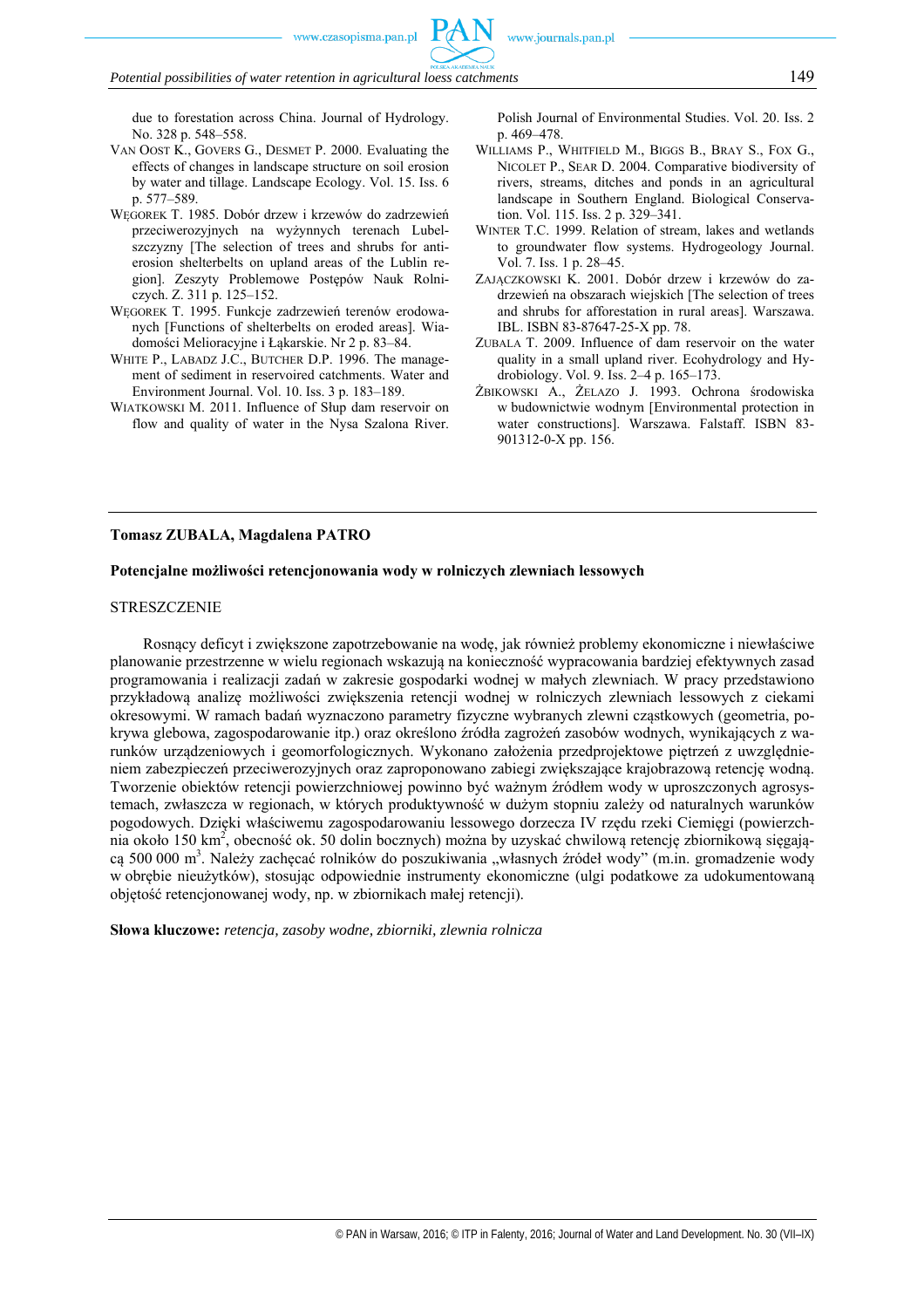due to forestation across China. Journal of Hydrology. No. 328 p. 548–558.

VAN OOST K., GOVERS G., DESMET P. 2000. Evaluating the effects of changes in landscape structure on soil erosion by water and tillage. Landscape Ecology. Vol. 15. Iss. 6 p. 577–589.

WĘGOREK T. 1985. Dobór drzew i krzewów do zadrzewień przeciwerozyjnych na wyżynnych terenach Lubelszczyzny [The selection of trees and shrubs for anti-erosion shelterbelts on upland areas of the Lublin region]. Zeszyty Problemowe Postępów Nauk Rolniczych. Z. 311 p. 125–152.

WĘGOREK T. 1995. Funkcje zadrzewień terenów erodowanych [Functions of shelterbelts on eroded areas]. Wiadomości Melioracyjne i Łąkarskie. Nr 2 p. 83–84.

WHITE P., LABADZ J.C., BUTCHER D.P. 1996. The management of sediment in reservoired catchments. Water and Environment Journal. Vol. 10. Iss. 3 p. 183–189.

WIATKOWSKI M. 2011. Influence of Słup dam reservoir on flow and quality of water in the Nysa Szalona River. Polish Journal of Environmental Studies. Vol. 20. Iss. 2 p. 469–478.

WILLIAMS P., WHITFIELD M., BIGGS B., BRAY S., FOX G., NICOLET P., SEAR D. 2004. Comparative biodiversity of rivers, streams, ditches and ponds in an agricultural landscape in Southern England. Biological Conservation. Vol. 115. Iss. 2 p. 329–341.

WINTER T.C. 1999. Relation of stream, lakes and wetlands to groundwater flow systems. Hydrogeology Journal. Vol. 7. Iss. 1 p. 28–45.

ZAJĄCZKOWSKI K. 2001. Dobór drzew i krzewów do zadrzewień na obszarach wiejskich [The selection of trees and shrubs for afforestation in rural areas]. Warszawa. IBL. ISBN 83-87647-25-X pp. 78.

ZUBALA T. 2009. Influence of dam reservoir on the water quality in a small upland river. Ecohydrology and Hydrobiology. Vol. 9. Iss. 2–4 p. 165–173.

ŻBIKOWSKI A., ŻELAZO J. 1993. Ochrona środowiska w budownictwie wodnym [Environmental protection in water constructions]. Warszawa. Falstaff. ISBN 83-901312-0-X pp. 156.

---

**Tomasz ZUBALA, Magdalena PATRO**

**Potencjalne możliwości retencjonowania wody w rolniczych zlewniach lessowych**

STRESZCZENIE

Rosnący deficyt i zwiększone zapotrzebowanie na wodę, jak również problemy ekonomiczne i niewłaściwe planowanie przestrzenne w wielu regionach wskazują na konieczność wypracowania bardziej efektywnych zasad programowania i realizacji zadań w zakresie gospodarki wodnej w małych zlewniach. W pracy przedstawiono przykładową analizę możliwości zwiększenia retencji wodnej w rolniczych zlewniach lessowych z ciekami okresowymi. W ramach badań wyznaczono parametry fizyczne wybranych zlewni cząstkowych (geometria, pokrywa glebowa, zagospodarowanie itp.) oraz określono źródła zagrożeń zasobów wodnych, wynikających z warunków urządzeniowych i geomorfologicznych. Wykonano założenia przedprojektowe piętrzeń z uwzględnieniem zabezpieczeń przeciwerozyjnych oraz zaproponowano zabiegi zwiększające krajobrazową retencję wodną. Tworzenie obiektów retencji powierzchniowej powinno być ważnym źródłem wody w uproszczonych agrosystemach, zwłaszcza w regionach, w których produktywność w dużym stopniu zależy od naturalnych warunków pogodowych. Dzięki właściwemu zagospodarowaniu lessowego dorzecza IV rzędu rzeki Ciemięgi (powierzchnia około 150 km$^2$, obecność ok. 50 dolin bocznych) można by uzyskać chwilową retencję zbiornikową sięgającą 500 000 m$^3$. Należy zachęcać rolników do poszukiwania „własnych źródeł wody" (m.in. gromadzenie wody w obrębie nieużytków), stosując odpowiednie instrumenty ekonomiczne (ulgi podatkowe za udokumentowaną objętość retencjonowanej wody, np. w zbiornikach małej retencji).

**Słowa kluczowe:** *retencja, zasoby wodne, zbiorniki, zlewnia rolnicza*